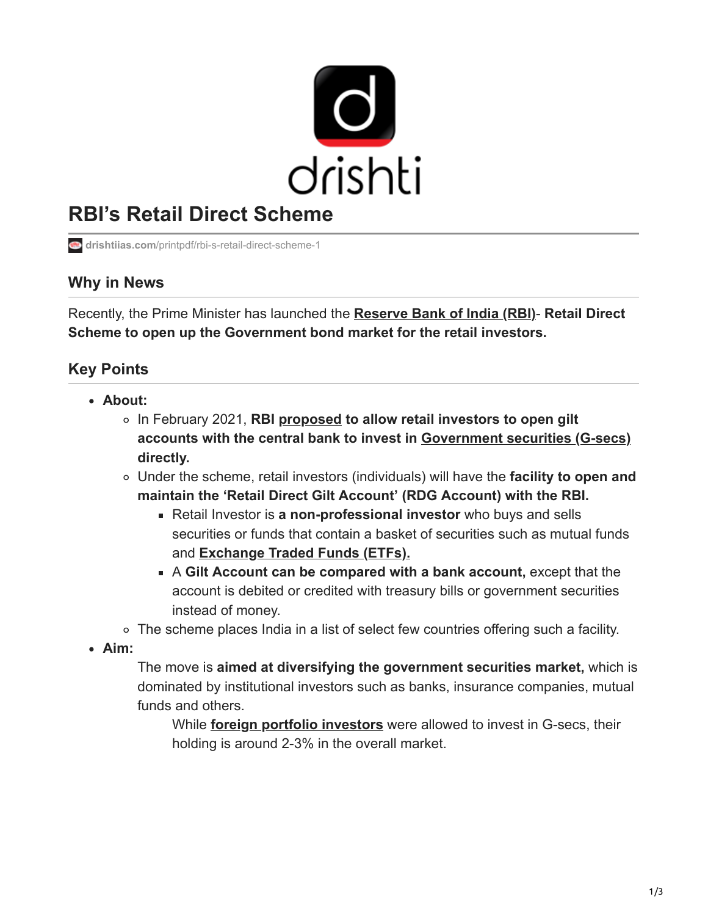# RBI's Retail Direct Scheme

drishtiias.com/printpdf/rbi-s-retail-direct-scheme-1

## Why in News

Recently, the Prime Minister has launched the **Reserve Bank of India (RBI)**- **Retail Direct Scheme to open up the Government bond market for the retail investors.**

## Key Points

- **About:**
  - In February 2021, **RBI proposed to allow retail investors to open gilt accounts with the central bank to invest in Government securities (G-secs) directly.**
  - Under the scheme, retail investors (individuals) will have the **facility to open and maintain the 'Retail Direct Gilt Account' (RDG Account) with the RBI.**
    - Retail Investor is **a non-professional investor** who buys and sells securities or funds that contain a basket of securities such as mutual funds and **Exchange Traded Funds (ETFs).**
    - A **Gilt Account can be compared with a bank account,** except that the account is debited or credited with treasury bills or government securities instead of money.
  - The scheme places India in a list of select few countries offering such a facility.
- **Aim:**

  The move is **aimed at diversifying the government securities market,** which is dominated by institutional investors such as banks, insurance companies, mutual funds and others.

  While **foreign portfolio investors** were allowed to invest in G-secs, their holding is around 2-3% in the overall market.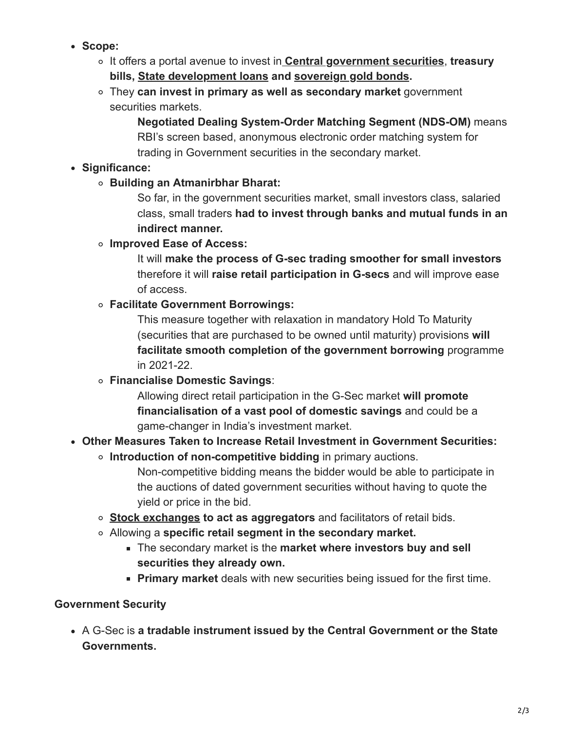- **Scope:**
  - It offers a portal avenue to invest in **Central government securities**, **treasury bills, State development loans and sovereign gold bonds.**
  - They **can invest in primary as well as secondary market** government securities markets.
    - **Negotiated Dealing System-Order Matching Segment (NDS-OM)** means RBI's screen based, anonymous electronic order matching system for trading in Government securities in the secondary market.
- **Significance:**
  - **Building an Atmanirbhar Bharat:**
    - So far, in the government securities market, small investors class, salaried class, small traders **had to invest through banks and mutual funds in an indirect manner.**
  - **Improved Ease of Access:**
    - It will **make the process of G-sec trading smoother for small investors** therefore it will **raise retail participation in G-secs** and will improve ease of access.
  - **Facilitate Government Borrowings:**
    - This measure together with relaxation in mandatory Hold To Maturity (securities that are purchased to be owned until maturity) provisions **will facilitate smooth completion of the government borrowing** programme in 2021-22.
  - **Financialise Domestic Savings**:
    - Allowing direct retail participation in the G-Sec market **will promote financialisation of a vast pool of domestic savings** and could be a game-changer in India's investment market.
- **Other Measures Taken to Increase Retail Investment in Government Securities:**
  - **Introduction of non-competitive bidding** in primary auctions.
    - Non-competitive bidding means the bidder would be able to participate in the auctions of dated government securities without having to quote the yield or price in the bid.
  - **Stock exchanges to act as aggregators** and facilitators of retail bids.
  - Allowing a **specific retail segment in the secondary market.**
    - The secondary market is the **market where investors buy and sell securities they already own.**
    - **Primary market** deals with new securities being issued for the first time.

**Government Security**

- A G-Sec is **a tradable instrument issued by the Central Government or the State Governments.**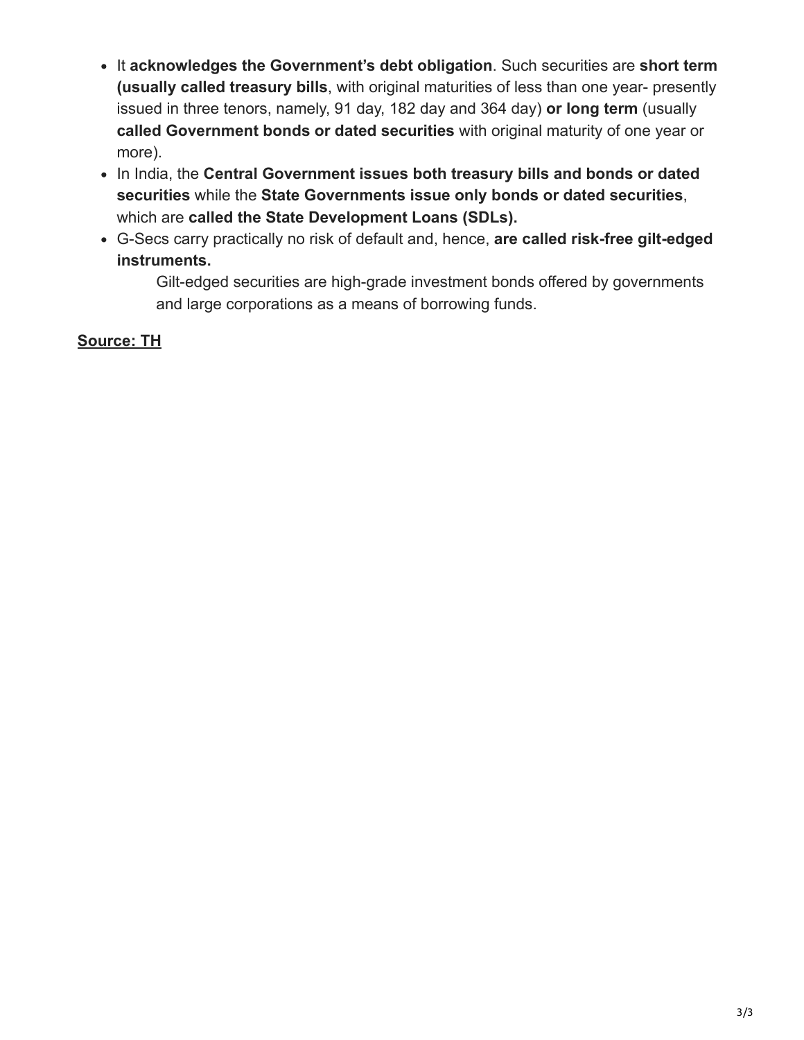- It **acknowledges the Government's debt obligation**. Such securities are **short term (usually called treasury bills**, with original maturities of less than one year- presently issued in three tenors, namely, 91 day, 182 day and 364 day) **or long term** (usually **called Government bonds or dated securities** with original maturity of one year or more).
- In India, the **Central Government issues both treasury bills and bonds or dated securities** while the **State Governments issue only bonds or dated securities**, which are **called the State Development Loans (SDLs).**
- G-Secs carry practically no risk of default and, hence, **are called risk-free gilt-edged instruments.**
    - Gilt-edged securities are high-grade investment bonds offered by governments and large corporations as a means of borrowing funds.

**Source: TH**